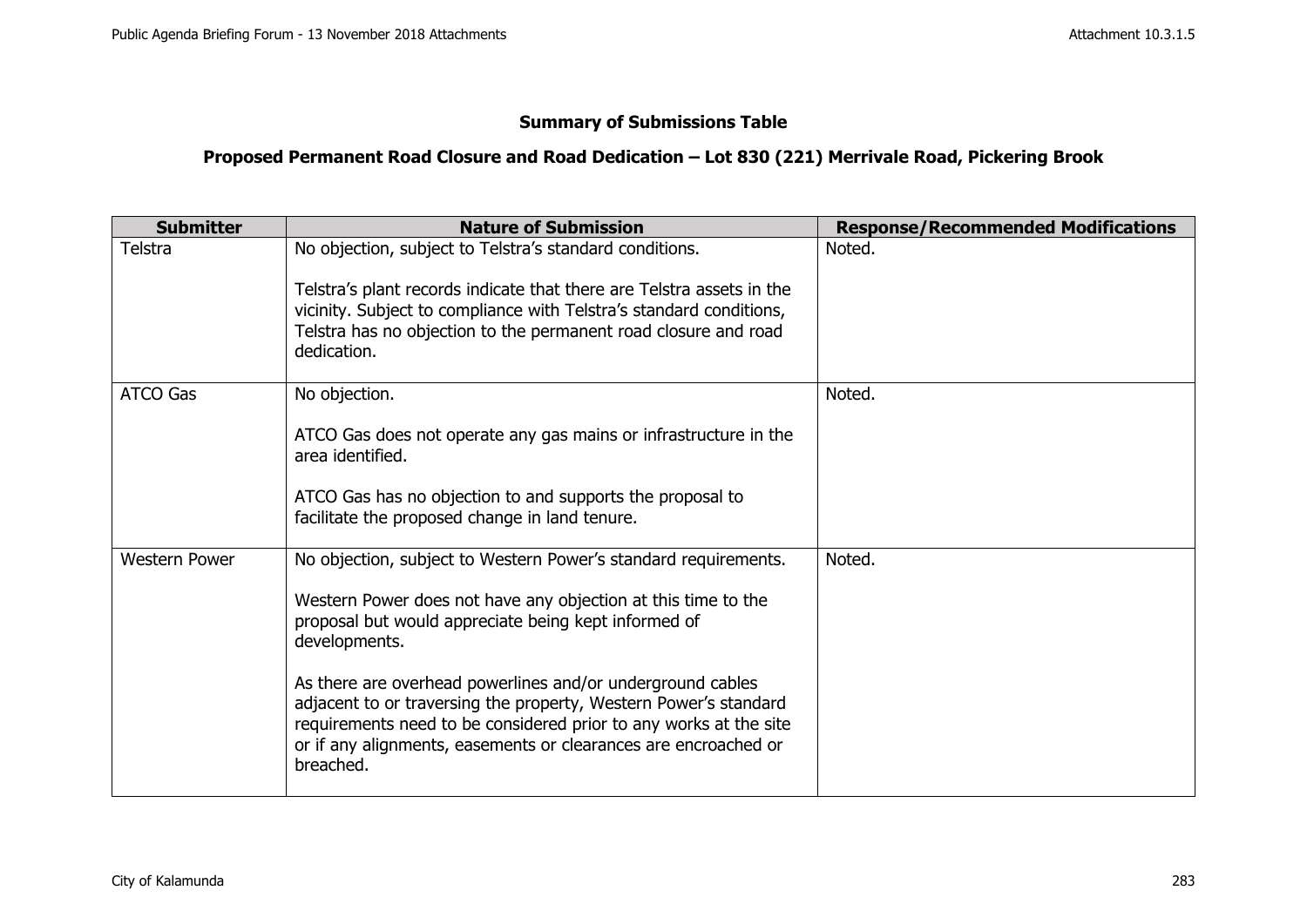## Summary of Submissions Table

## Proposed Permanent Road Closure and Road Dedication – Lot 830 (221) Merrivale Road, Pickering Brook

| Submitter | Nature of Submission | Response/Recommended Modifications |
|---|---|---|
| Telstra | No objection, subject to Telstra's standard conditions.<br><br>Telstra's plant records indicate that there are Telstra assets in the vicinity. Subject to compliance with Telstra's standard conditions, Telstra has no objection to the permanent road closure and road dedication. | Noted. |
| ATCO Gas | No objection.<br><br>ATCO Gas does not operate any gas mains or infrastructure in the area identified.<br><br>ATCO Gas has no objection to and supports the proposal to facilitate the proposed change in land tenure. | Noted. |
| Western Power | No objection, subject to Western Power's standard requirements.<br><br>Western Power does not have any objection at this time to the proposal but would appreciate being kept informed of developments.<br><br>As there are overhead powerlines and/or underground cables adjacent to or traversing the property, Western Power's standard requirements need to be considered prior to any works at the site or if any alignments, easements or clearances are encroached or breached. | Noted. |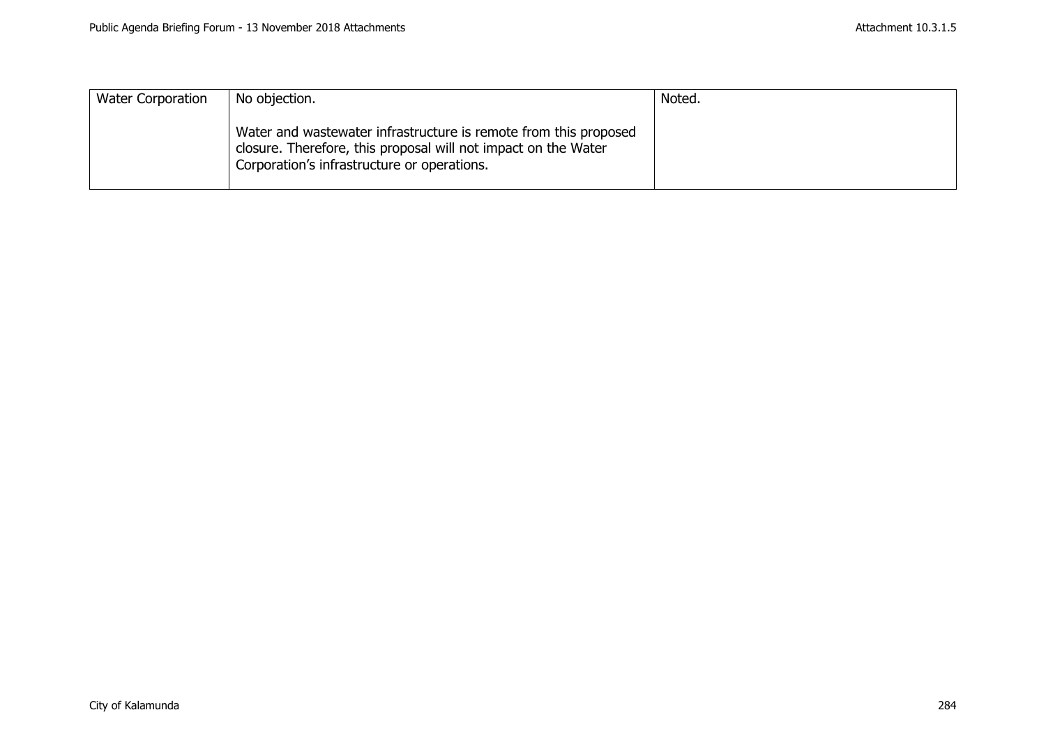| | | |
|---|---|---|
| Water Corporation | No objection.<br><br>Water and wastewater infrastructure is remote from this proposed closure. Therefore, this proposal will not impact on the Water Corporation's infrastructure or operations. | Noted. |